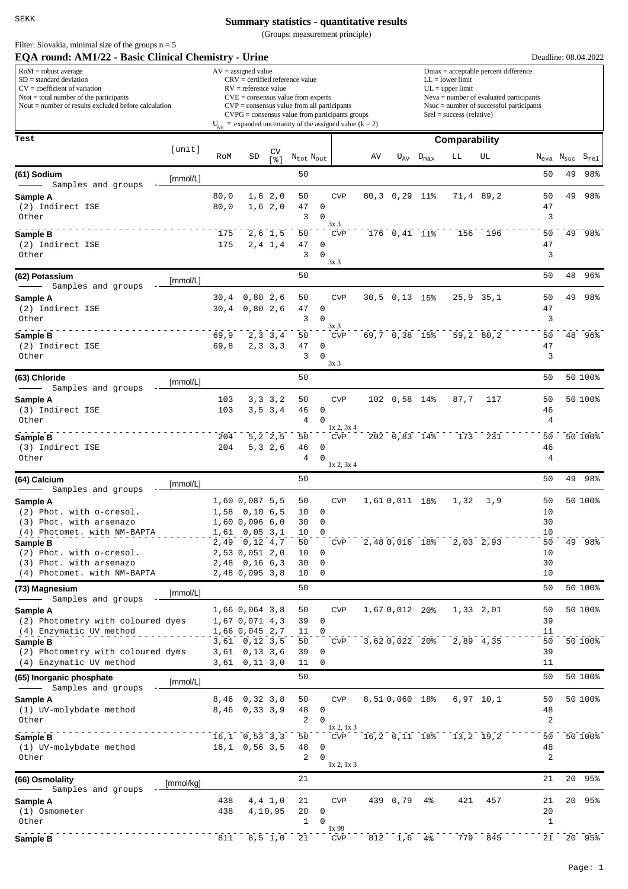SEKK

# Summary statistics - quantitative results

(Groups: measurement principle)

Filter: Slovakia, minimal size of the groups n = 5

## EQA round: AM1/22 - Basic Clinical Chemistry - Urine

Deadline: 08.04.2022

RoM = robust average
SD = standard deviation
CV = coefficient of variation
Ntot = total number of the participants
Nout = number of results excluded before calculation

AV = assigned value
CRV = certified reference value
RV = reference value
CVE = consensus value from experts
CVP = consensus value from all participants
CVPG = consensus value from participants groups
$U_{AV}$ = expanded uncertainty of the assigned value (k = 2)

Dmax = acceptable percent difference
LL = lower limit
UL = upper limit
Neva = number of evaluated participants
Nsuc = number of successful participants
Srel = success (relative)

| Test | [unit] | RoM | SD | CV [%] | $N_{tot}$ | $N_{out}$ | | AV | $U_{AV}$ | $D_{max}$ | LL | UL | $N_{eva}$ | $N_{suc}$ | $S_{rel}$ |
|---|---|---|---|---|---|---|---|---|---|---|---|---|---|---|---|
| | | | | | | | | **Comparability** | | | | | | | |
| **(61) Sodium** — Samples and groups | [mmol/L] | | | | 50 | | | | | | | | 50 | 49 | 98% |
| **Sample A** | | 80,0 | 1,6 | 2,0 | 50 | | CVP | 80,3 | 0,29 | 11% | 71,4 | 89,2 | 50 | 49 | 98% |
| (2) Indirect ISE | | 80,0 | 1,6 | 2,0 | 47 | 0 | | | | | | | 47 | | |
| Other | | | | | 3 | 0 | 3x 3 | | | | | | 3 | | |
| **Sample B** | | 175 | 2,6 | 1,5 | 50 | | CVP | 176 | 0,41 | 11% | 156 | 196 | 50 | 49 | 98% |
| (2) Indirect ISE | | 175 | 2,4 | 1,4 | 47 | 0 | | | | | | | 47 | | |
| Other | | | | | 3 | 0 | 3x 3 | | | | | | 3 | | |
| **(62) Potassium** — Samples and groups | [mmol/L] | | | | 50 | | | | | | | | 50 | 48 | 96% |
| **Sample A** | | 30,4 | 0,80 | 2,6 | 50 | | CVP | 30,5 | 0,13 | 15% | 25,9 | 35,1 | 50 | 49 | 98% |
| (2) Indirect ISE | | 30,4 | 0,80 | 2,6 | 47 | 0 | | | | | | | 47 | | |
| Other | | | | | 3 | 0 | 3x 3 | | | | | | 3 | | |
| **Sample B** | | 69,9 | 2,3 | 3,4 | 50 | | CVP | 69,7 | 0,38 | 15% | 59,2 | 80,2 | 50 | 48 | 96% |
| (2) Indirect ISE | | 69,8 | 2,3 | 3,3 | 47 | 0 | | | | | | | 47 | | |
| Other | | | | | 3 | 0 | 3x 3 | | | | | | 3 | | |
| **(63) Chloride** — Samples and groups | [mmol/L] | | | | 50 | | | | | | | | 50 | 50 | 100% |
| **Sample A** | | 103 | 3,3 | 3,2 | 50 | | CVP | 102 | 0,58 | 14% | 87,7 | 117 | 50 | 50 | 100% |
| (3) Indirect ISE | | 103 | 3,5 | 3,4 | 46 | 0 | | | | | | | 46 | | |
| Other | | | | | 4 | 0 | 1x 2, 3x 4 | | | | | | 4 | | |
| **Sample B** | | 204 | 5,2 | 2,5 | 50 | | CVP | 202 | 0,83 | 14% | 173 | 231 | 50 | 50 | 100% |
| (3) Indirect ISE | | 204 | 5,3 | 2,6 | 46 | 0 | | | | | | | 46 | | |
| Other | | | | | 4 | 0 | 1x 2, 3x 4 | | | | | | 4 | | |
| **(64) Calcium** — Samples and groups | [mmol/L] | | | | 50 | | | | | | | | 50 | 49 | 98% |
| **Sample A** | | 1,60 | 0,087 | 5,5 | 50 | | CVP | 1,61 | 0,011 | 18% | 1,32 | 1,9 | 50 | 50 | 100% |
| (2) Phot. with o-cresol. | | 1,58 | 0,10 | 6,5 | 10 | 0 | | | | | | | 10 | | |
| (3) Phot. with arsenazo | | 1,60 | 0,096 | 6,0 | 30 | 0 | | | | | | | 30 | | |
| (4) Photomet. with NM-BAPTA | | 1,61 | 0,05 | 3,1 | 10 | 0 | | | | | | | 10 | | |
| **Sample B** | | 2,49 | 0,12 | 4,7 | 50 | | CVP | 2,48 | 0,016 | 18% | 2,03 | 2,93 | 50 | 49 | 98% |
| (2) Phot. with o-cresol. | | 2,53 | 0,051 | 2,0 | 10 | 0 | | | | | | | 10 | | |
| (3) Phot. with arsenazo | | 2,48 | 0,16 | 6,3 | 30 | 0 | | | | | | | 30 | | |
| (4) Photomet. with NM-BAPTA | | 2,48 | 0,095 | 3,8 | 10 | 0 | | | | | | | 10 | | |
| **(73) Magnesium** — Samples and groups | [mmol/L] | | | | 50 | | | | | | | | 50 | 50 | 100% |
| **Sample A** | | 1,66 | 0,064 | 3,8 | 50 | | CVP | 1,67 | 0,012 | 20% | 1,33 | 2,01 | 50 | 50 | 100% |
| (2) Photometry with coloured dyes | | 1,67 | 0,071 | 4,3 | 39 | 0 | | | | | | | 39 | | |
| (4) Enzymatic UV method | | 1,66 | 0,045 | 2,7 | 11 | 0 | | | | | | | 11 | | |
| **Sample B** | | 3,61 | 0,12 | 3,5 | 50 | | CVP | 3,62 | 0,022 | 20% | 2,89 | 4,35 | 50 | 50 | 100% |
| (2) Photometry with coloured dyes | | 3,61 | 0,13 | 3,6 | 39 | 0 | | | | | | | 39 | | |
| (4) Enzymatic UV method | | 3,61 | 0,11 | 3,0 | 11 | 0 | | | | | | | 11 | | |
| **(65) Inorganic phosphate** — Samples and groups | [mmol/L] | | | | 50 | | | | | | | | 50 | 50 | 100% |
| **Sample A** | | 8,46 | 0,32 | 3,8 | 50 | | CVP | 8,51 | 0,060 | 18% | 6,97 | 10,1 | 50 | 50 | 100% |
| (1) UV-molybdate method | | 8,46 | 0,33 | 3,9 | 48 | 0 | | | | | | | 48 | | |
| Other | | | | | 2 | 0 | 1x 2, 1x 3 | | | | | | 2 | | |
| **Sample B** | | 16,1 | 0,53 | 3,3 | 50 | | CVP | 16,2 | 0,11 | 18% | 13,2 | 19,2 | 50 | 50 | 100% |
| (1) UV-molybdate method | | 16,1 | 0,56 | 3,5 | 48 | 0 | | | | | | | 48 | | |
| Other | | | | | 2 | 0 | 1x 2, 1x 3 | | | | | | 2 | | |
| **(66) Osmolality** — Samples and groups | [mmol/kg] | | | | 21 | | | | | | | | 21 | 20 | 95% |
| **Sample A** | | 438 | 4,4 | 1,0 | 21 | | CVP | 439 | 0,79 | 4% | 421 | 457 | 21 | 20 | 95% |
| (1) Osmometer | | 438 | 4,1 | 0,95 | 20 | 0 | | | | | | | 20 | | |
| Other | | | | | 1 | 0 | 1x 99 | | | | | | 1 | | |
| **Sample B** | | 811 | 8,5 | 1,0 | 21 | | CVP | 812 | 1,6 | 4% | 779 | 845 | 21 | 20 | 95% |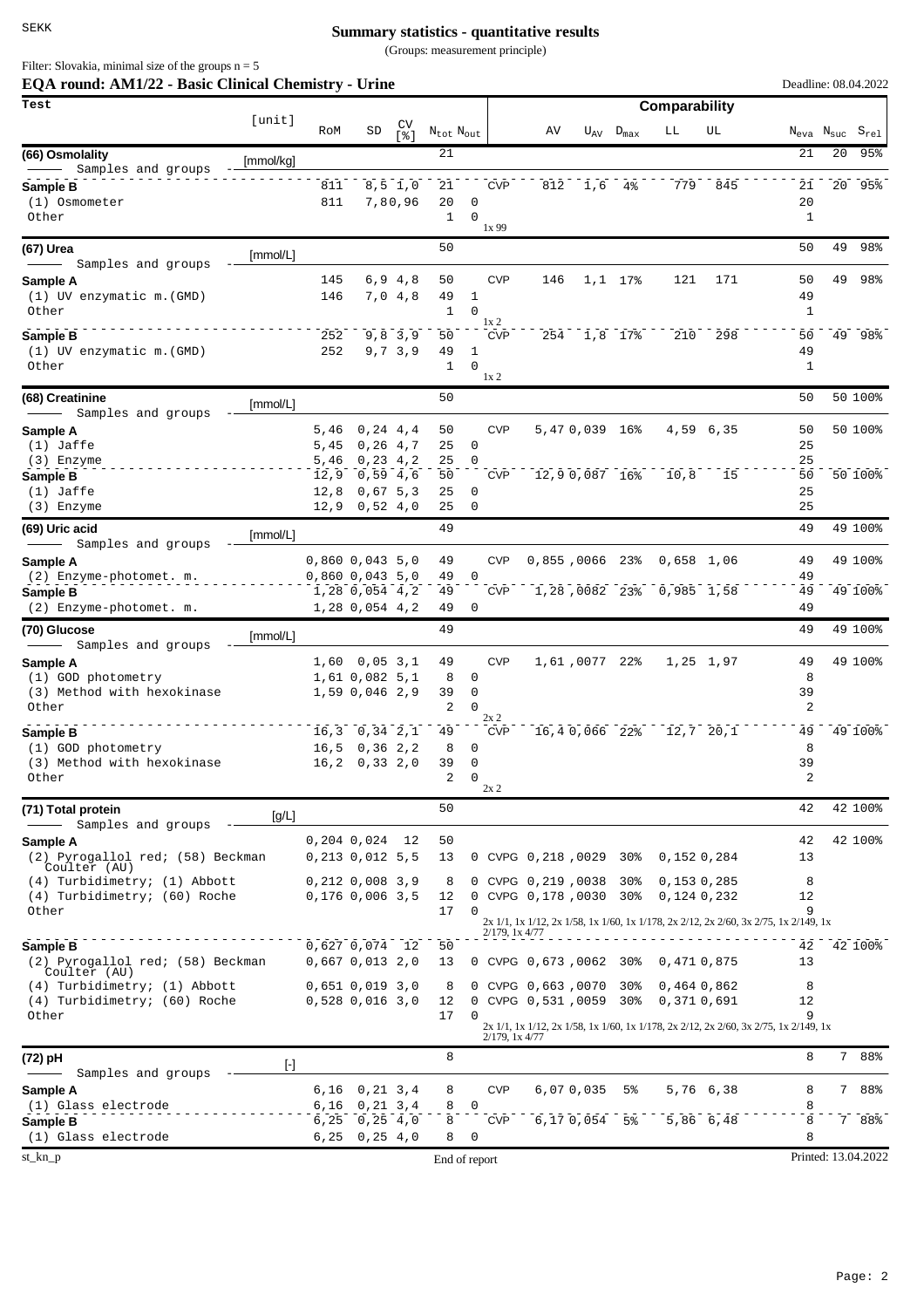SEKK

# Summary statistics - quantitative results

(Groups: measurement principle)

Filter: Slovakia, minimal size of the groups n = 5

**EQA round: AM1/22 - Basic Clinical Chemistry - Urine** Deadline: 08.04.2022

| Test | [unit] | RoM | SD | CV [%] | $N_{tot}$ | $N_{out}$ | | AV | $U_{AV}$ | $D_{max}$ | LL | UL | $N_{eva}$ | $N_{suc}$ | $S_{rel}$ |
|---|---|---|---|---|---|---|---|---|---|---|---|---|---|---|---|
| **(66) Osmolality** — Samples and groups | [mmol/kg] | | | | 21 | | | | | | | | 21 | 20 | 95% |
| **Sample B** | | 811 | 8,5 | 1,0 | 21 | | CVP | 812 | 1,6 | 4% | 779 | 845 | 21 | 20 | 95% |
| (1) Osmometer | | 811 | 7,8 | 0,96 | 20 | 0 | | | | | | | 20 | | |
| Other | | | | | 1 | 0 | 1x 99 | | | | | | 1 | | |
| **(67) Urea** — Samples and groups | [mmol/L] | | | | 50 | | | | | | | | 50 | 49 | 98% |
| **Sample A** | | 145 | 6,9 | 4,8 | 50 | | CVP | 146 | 1,1 | 17% | 121 | 171 | 50 | 49 | 98% |
| (1) UV enzymatic m.(GMD) | | 146 | 7,0 | 4,8 | 49 | 1 | | | | | | | 49 | | |
| Other | | | | | 1 | 0 | 1x 2 | | | | | | 1 | | |
| **Sample B** | | 252 | 9,8 | 3,9 | 50 | | CVP | 254 | 1,8 | 17% | 210 | 298 | 50 | 49 | 98% |
| (1) UV enzymatic m.(GMD) | | 252 | 9,7 | 3,9 | 49 | 1 | | | | | | | 49 | | |
| Other | | | | | 1 | 0 | 1x 2 | | | | | | 1 | | |
| **(68) Creatinine** — Samples and groups | [mmol/L] | | | | 50 | | | | | | | | 50 | 50 | 100% |
| **Sample A** | | 5,46 | 0,24 | 4,4 | 50 | | CVP | 5,47 | 0,039 | 16% | 4,59 | 6,35 | 50 | 50 | 100% |
| (1) Jaffe | | 5,45 | 0,26 | 4,7 | 25 | 0 | | | | | | | 25 | | |
| (3) Enzyme | | 5,46 | 0,23 | 4,2 | 25 | 0 | | | | | | | 25 | | |
| **Sample B** | | 12,9 | 0,59 | 4,6 | 50 | | CVP | 12,9 | 0,087 | 16% | 10,8 | 15 | 50 | 50 | 100% |
| (1) Jaffe | | 12,8 | 0,67 | 5,3 | 25 | 0 | | | | | | | 25 | | |
| (3) Enzyme | | 12,9 | 0,52 | 4,0 | 25 | 0 | | | | | | | 25 | | |
| **(69) Uric acid** — Samples and groups | [mmol/L] | | | | 49 | | | | | | | | 49 | 49 | 100% |
| **Sample A** | | 0,860 | 0,043 | 5,0 | 49 | | CVP | 0,855 | ,0066 | 23% | 0,658 | 1,06 | 49 | 49 | 100% |
| (2) Enzyme-photomet. m. | | 0,860 | 0,043 | 5,0 | 49 | 0 | | | | | | | 49 | | |
| **Sample B** | | 1,28 | 0,054 | 4,2 | 49 | | CVP | 1,28 | ,0082 | 23% | 0,985 | 1,58 | 49 | 49 | 100% |
| (2) Enzyme-photomet. m. | | 1,28 | 0,054 | 4,2 | 49 | 0 | | | | | | | 49 | | |
| **(70) Glucose** — Samples and groups | [mmol/L] | | | | 49 | | | | | | | | 49 | 49 | 100% |
| **Sample A** | | 1,60 | 0,05 | 3,1 | 49 | | CVP | 1,61 | ,0077 | 22% | 1,25 | 1,97 | 49 | 49 | 100% |
| (1) GOD photometry | | 1,61 | 0,082 | 5,1 | 8 | 0 | | | | | | | 8 | | |
| (3) Method with hexokinase | | 1,59 | 0,046 | 2,9 | 39 | 0 | | | | | | | 39 | | |
| Other | | | | | 2 | 0 | 2x 2 | | | | | | 2 | | |
| **Sample B** | | 16,3 | 0,34 | 2,1 | 49 | | CVP | 16,4 | 0,066 | 22% | 12,7 | 20,1 | 49 | 49 | 100% |
| (1) GOD photometry | | 16,5 | 0,36 | 2,2 | 8 | 0 | | | | | | | 8 | | |
| (3) Method with hexokinase | | 16,2 | 0,33 | 2,0 | 39 | 0 | | | | | | | 39 | | |
| Other | | | | | 2 | 0 | 2x 2 | | | | | | 2 | | |
| **(71) Total protein** — Samples and groups | [g/L] | | | | 50 | | | | | | | | 42 | 42 | 100% |
| **Sample A** | | 0,204 | 0,024 | 12 | 50 | | | | | | | | 42 | 42 | 100% |
| (2) Pyrogallol red; (58) Beckman Coulter (AU) | | 0,213 | 0,012 | 5,5 | 13 | 0 | CVPG | 0,218 | ,0029 | 30% | 0,152 | 0,284 | 13 | | |
| (4) Turbidimetry; (1) Abbott | | 0,212 | 0,008 | 3,9 | 8 | 0 | CVPG | 0,219 | ,0038 | 30% | 0,153 | 0,285 | 8 | | |
| (4) Turbidimetry; (60) Roche | | 0,176 | 0,006 | 3,5 | 12 | 0 | CVPG | 0,178 | ,0030 | 30% | 0,124 | 0,232 | 12 | | |
| Other | | | | | 17 | 0 | 2x 1/1, 1x 1/12, 2x 1/58, 1x 1/60, 1x 1/178, 2x 2/12, 2x 2/60, 3x 2/75, 1x 2/149, 1x 2/179, 1x 4/77 | | | | | | 9 | | |
| **Sample B** | | 0,627 | 0,074 | 12 | 50 | | | | | | | | 42 | 42 | 100% |
| (2) Pyrogallol red; (58) Beckman Coulter (AU) | | 0,667 | 0,013 | 2,0 | 13 | 0 | CVPG | 0,673 | ,0062 | 30% | 0,471 | 0,875 | 13 | | |
| (4) Turbidimetry; (1) Abbott | | 0,651 | 0,019 | 3,0 | 8 | 0 | CVPG | 0,663 | ,0070 | 30% | 0,464 | 0,862 | 8 | | |
| (4) Turbidimetry; (60) Roche | | 0,528 | 0,016 | 3,0 | 12 | 0 | CVPG | 0,531 | ,0059 | 30% | 0,371 | 0,691 | 12 | | |
| Other | | | | | 17 | 0 | 2x 1/1, 1x 1/12, 2x 1/58, 1x 1/60, 1x 1/178, 2x 2/12, 2x 2/60, 3x 2/75, 1x 2/149, 1x 2/179, 1x 4/77 | | | | | | 9 | | |
| **(72) pH** — Samples and groups | [-] | | | | 8 | | | | | | | | 8 | 7 | 88% |
| **Sample A** | | 6,16 | 0,21 | 3,4 | 8 | | CVP | 6,07 | 0,035 | 5% | 5,76 | 6,38 | 8 | 7 | 88% |
| (1) Glass electrode | | 6,16 | 0,21 | 3,4 | 8 | 0 | | | | | | | 8 | | |
| **Sample B** | | 6,25 | 0,25 | 4,0 | 8 | | CVP | 6,17 | 0,054 | 5% | 5,86 | 6,48 | 8 | 7 | 88% |
| (1) Glass electrode | | 6,25 | 0,25 | 4,0 | 8 | 0 | | | | | | | 8 | | |

End of report

st_kn_p Printed: 13.04.2022